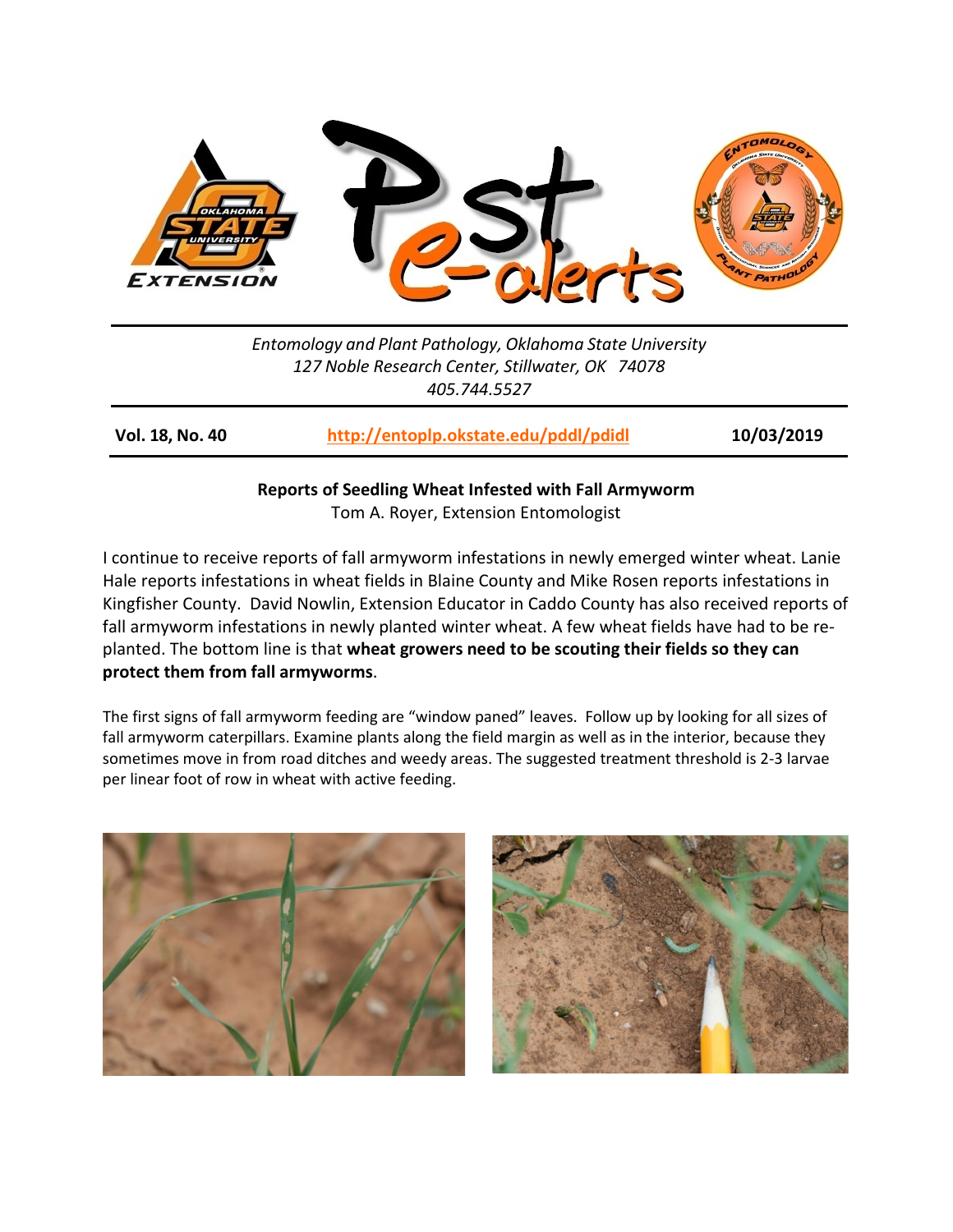# Pest e-alerts

*Entomology and Plant Pathology, Oklahoma State University*
*127 Noble Research Center, Stillwater, OK 74078*
*405.744.5527*

**Vol. 18, No. 40** | **http://entoplp.okstate.edu/pddl/pdidl** | **10/03/2019**

## Reports of Seedling Wheat Infested with Fall Armyworm

Tom A. Royer, Extension Entomologist

I continue to receive reports of fall armyworm infestations in newly emerged winter wheat. Lanie Hale reports infestations in wheat fields in Blaine County and Mike Rosen reports infestations in Kingfisher County. David Nowlin, Extension Educator in Caddo County has also received reports of fall armyworm infestations in newly planted winter wheat. A few wheat fields have had to be re-planted. The bottom line is that **wheat growers need to be scouting their fields so they can protect them from fall armyworms**.

The first signs of fall armyworm feeding are "window paned" leaves. Follow up by looking for all sizes of fall armyworm caterpillars. Examine plants along the field margin as well as in the interior, because they sometimes move in from road ditches and weedy areas. The suggested treatment threshold is 2-3 larvae per linear foot of row in wheat with active feeding.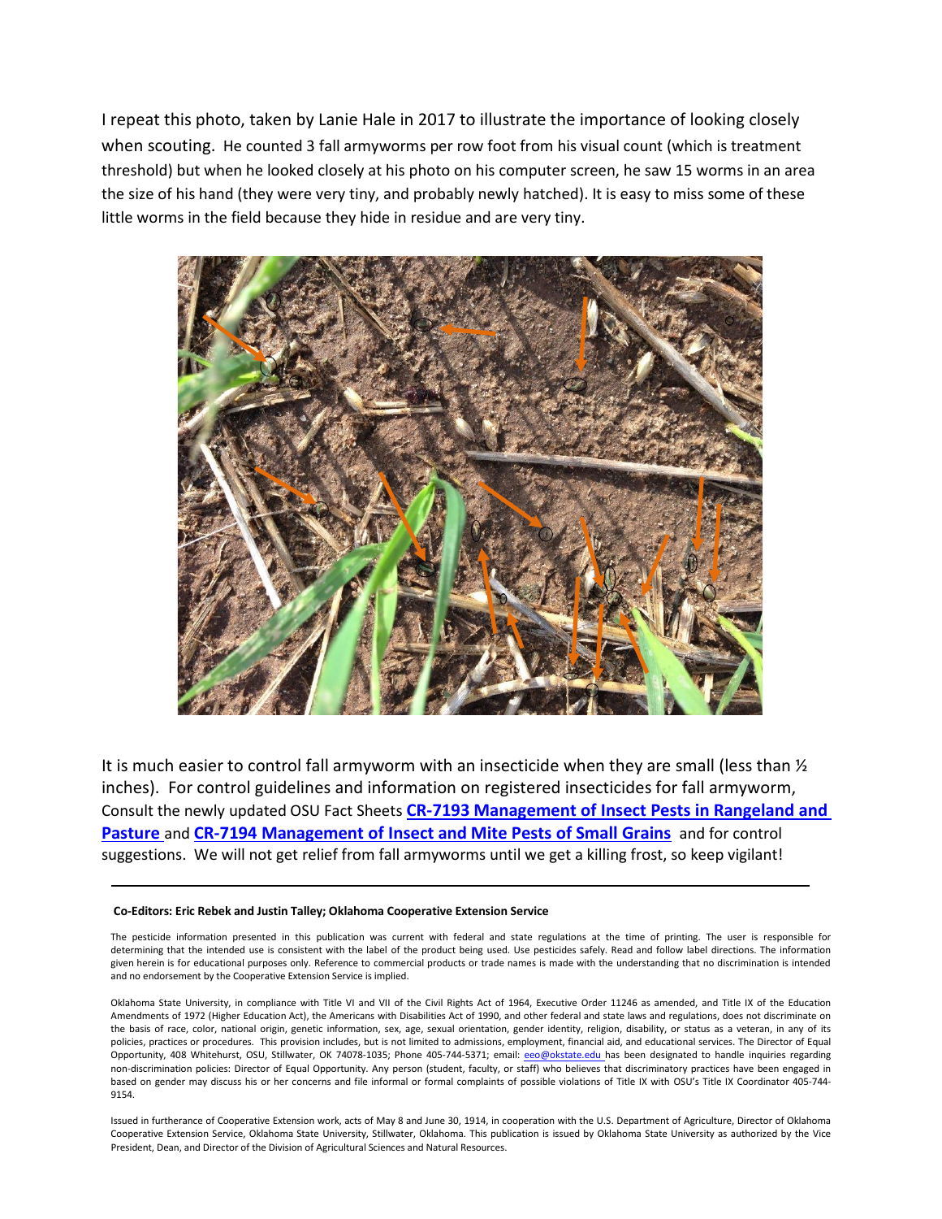I repeat this photo, taken by Lanie Hale in 2017 to illustrate the importance of looking closely when scouting. He counted 3 fall armyworms per row foot from his visual count (which is treatment threshold) but when he looked closely at his photo on his computer screen, he saw 15 worms in an area the size of his hand (they were very tiny, and probably newly hatched). It is easy to miss some of these little worms in the field because they hide in residue and are very tiny.

It is much easier to control fall armyworm with an insecticide when they are small (less than ½ inches). For control guidelines and information on registered insecticides for fall armyworm, Consult the newly updated OSU Fact Sheets **CR-7193 Management of Insect Pests in Rangeland and Pasture** and **CR-7194 Management of Insect and Mite Pests of Small Grains** and for control suggestions. We will not get relief from fall armyworms until we get a killing frost, so keep vigilant!

---

**Co-Editors: Eric Rebek and Justin Talley; Oklahoma Cooperative Extension Service**

The pesticide information presented in this publication was current with federal and state regulations at the time of printing. The user is responsible for determining that the intended use is consistent with the label of the product being used. Use pesticides safely. Read and follow label directions. The information given herein is for educational purposes only. Reference to commercial products or trade names is made with the understanding that no discrimination is intended and no endorsement by the Cooperative Extension Service is implied.

Oklahoma State University, in compliance with Title VI and VII of the Civil Rights Act of 1964, Executive Order 11246 as amended, and Title IX of the Education Amendments of 1972 (Higher Education Act), the Americans with Disabilities Act of 1990, and other federal and state laws and regulations, does not discriminate on the basis of race, color, national origin, genetic information, sex, age, sexual orientation, gender identity, religion, disability, or status as a veteran, in any of its policies, practices or procedures. This provision includes, but is not limited to admissions, employment, financial aid, and educational services. The Director of Equal Opportunity, 408 Whitehurst, OSU, Stillwater, OK 74078-1035; Phone 405-744-5371; email: eeo@okstate.edu has been designated to handle inquiries regarding non-discrimination policies: Director of Equal Opportunity. Any person (student, faculty, or staff) who believes that discriminatory practices have been engaged in based on gender may discuss his or her concerns and file informal or formal complaints of possible violations of Title IX with OSU's Title IX Coordinator 405-744-9154.

Issued in furtherance of Cooperative Extension work, acts of May 8 and June 30, 1914, in cooperation with the U.S. Department of Agriculture, Director of Oklahoma Cooperative Extension Service, Oklahoma State University, Stillwater, Oklahoma. This publication is issued by Oklahoma State University as authorized by the Vice President, Dean, and Director of the Division of Agricultural Sciences and Natural Resources.